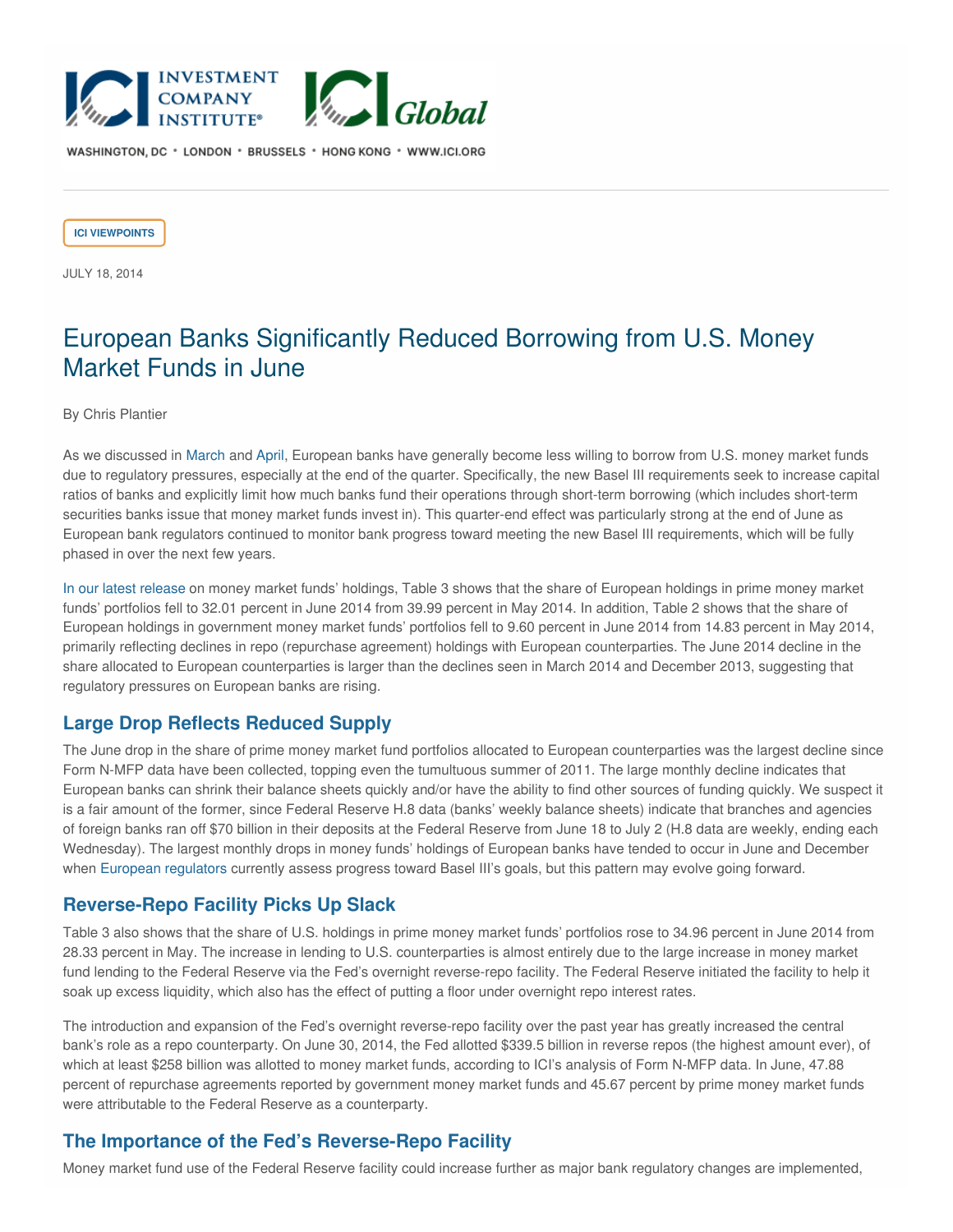ICI INVESTMENT COMPANY INSTITUTE® ICI Global

WASHINGTON, DC • LONDON • BRUSSELS • HONG KONG • WWW.ICI.ORG

ICI VIEWPOINTS

JULY 18, 2014

# European Banks Significantly Reduced Borrowing from U.S. Money Market Funds in June

By Chris Plantier

As we discussed in March and April, European banks have generally become less willing to borrow from U.S. money market funds due to regulatory pressures, especially at the end of the quarter. Specifically, the new Basel III requirements seek to increase capital ratios of banks and explicitly limit how much banks fund their operations through short-term borrowing (which includes short-term securities banks issue that money market funds invest in). This quarter-end effect was particularly strong at the end of June as European bank regulators continued to monitor bank progress toward meeting the new Basel III requirements, which will be fully phased in over the next few years.

In our latest release on money market funds' holdings, Table 3 shows that the share of European holdings in prime money market funds' portfolios fell to 32.01 percent in June 2014 from 39.99 percent in May 2014. In addition, Table 2 shows that the share of European holdings in government money market funds' portfolios fell to 9.60 percent in June 2014 from 14.83 percent in May 2014, primarily reflecting declines in repo (repurchase agreement) holdings with European counterparties. The June 2014 decline in the share allocated to European counterparties is larger than the declines seen in March 2014 and December 2013, suggesting that regulatory pressures on European banks are rising.

## Large Drop Reflects Reduced Supply

The June drop in the share of prime money market fund portfolios allocated to European counterparties was the largest decline since Form N-MFP data have been collected, topping even the tumultuous summer of 2011. The large monthly decline indicates that European banks can shrink their balance sheets quickly and/or have the ability to find other sources of funding quickly. We suspect it is a fair amount of the former, since Federal Reserve H.8 data (banks' weekly balance sheets) indicate that branches and agencies of foreign banks ran off $70 billion in their deposits at the Federal Reserve from June 18 to July 2 (H.8 data are weekly, ending each Wednesday). The largest monthly drops in money funds' holdings of European banks have tended to occur in June and December when European regulators currently assess progress toward Basel III's goals, but this pattern may evolve going forward.

## Reverse-Repo Facility Picks Up Slack

Table 3 also shows that the share of U.S. holdings in prime money market funds' portfolios rose to 34.96 percent in June 2014 from 28.33 percent in May. The increase in lending to U.S. counterparties is almost entirely due to the large increase in money market fund lending to the Federal Reserve via the Fed's overnight reverse-repo facility. The Federal Reserve initiated the facility to help it soak up excess liquidity, which also has the effect of putting a floor under overnight repo interest rates.

The introduction and expansion of the Fed's overnight reverse-repo facility over the past year has greatly increased the central bank's role as a repo counterparty. On June 30, 2014, the Fed allotted $339.5 billion in reverse repos (the highest amount ever), of which at least $258 billion was allotted to money market funds, according to ICI's analysis of Form N-MFP data. In June, 47.88 percent of repurchase agreements reported by government money market funds and 45.67 percent by prime money market funds were attributable to the Federal Reserve as a counterparty.

## The Importance of the Fed's Reverse-Repo Facility

Money market fund use of the Federal Reserve facility could increase further as major bank regulatory changes are implemented,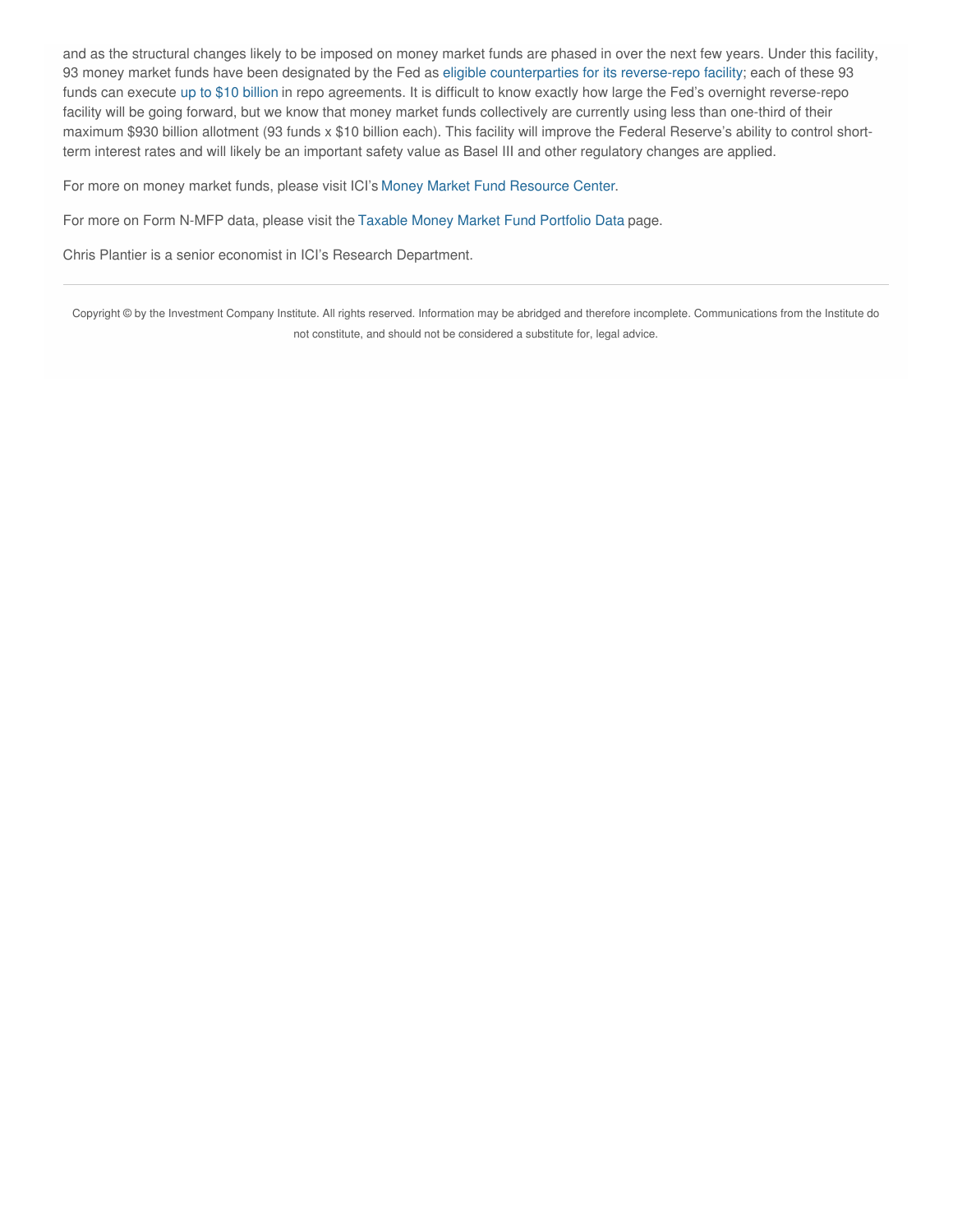and as the structural changes likely to be imposed on money market funds are phased in over the next few years. Under this facility, 93 money market funds have been designated by the Fed as eligible counterparties for its reverse-repo facility; each of these 93 funds can execute up to $10 billion in repo agreements. It is difficult to know exactly how large the Fed's overnight reverse-repo facility will be going forward, but we know that money market funds collectively are currently using less than one-third of their maximum $930 billion allotment (93 funds x $10 billion each). This facility will improve the Federal Reserve's ability to control short-term interest rates and will likely be an important safety value as Basel III and other regulatory changes are applied.

For more on money market funds, please visit ICI's Money Market Fund Resource Center.

For more on Form N-MFP data, please visit the Taxable Money Market Fund Portfolio Data page.

Chris Plantier is a senior economist in ICI's Research Department.

---

Copyright © by the Investment Company Institute. All rights reserved. Information may be abridged and therefore incomplete. Communications from the Institute do not constitute, and should not be considered a substitute for, legal advice.